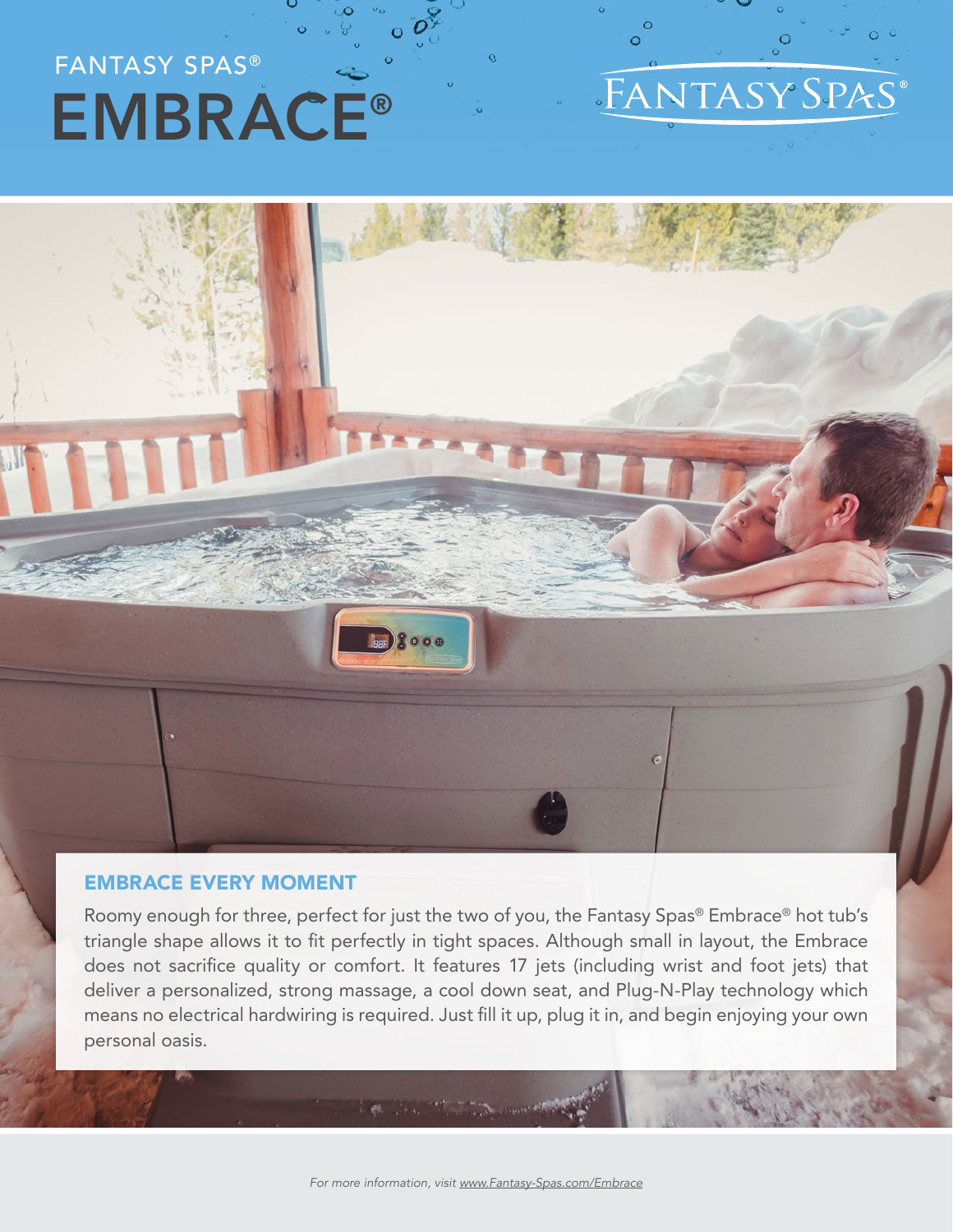FANTASY SPAS®

# EMBRACE®

FANTASY SPAS®

## EMBRACE EVERY MOMENT

Roomy enough for three, perfect for just the two of you, the Fantasy Spas® Embrace® hot tub's triangle shape allows it to fit perfectly in tight spaces. Although small in layout, the Embrace does not sacrifice quality or comfort. It features 17 jets (including wrist and foot jets) that deliver a personalized, strong massage, a cool down seat, and Plug-N-Play technology which means no electrical hardwiring is required. Just fill it up, plug it in, and begin enjoying your own personal oasis.

*For more information, visit www.Fantasy-Spas.com/Embrace*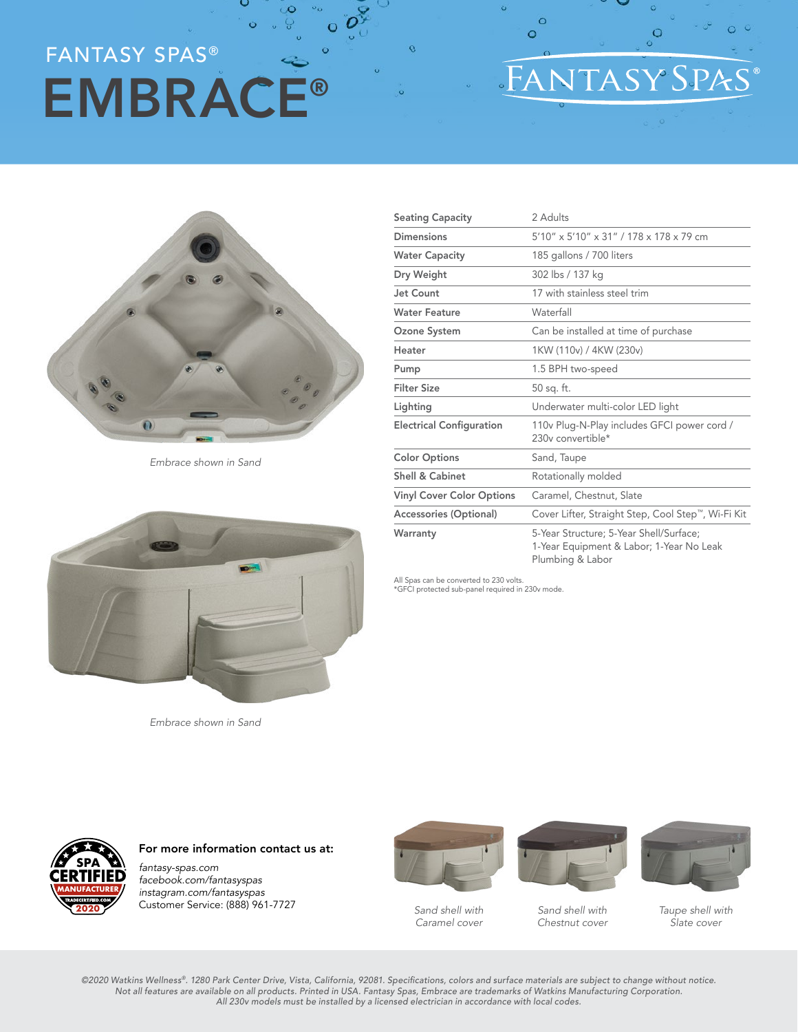FANTASY SPAS®

# EMBRACE®

FANTASY SPAS®

Embrace shown in Sand

Embrace shown in Sand

| | |
|---|---|
| Seating Capacity | 2 Adults |
| Dimensions | 5'10" x 5'10" x 31" / 178 x 178 x 79 cm |
| Water Capacity | 185 gallons / 700 liters |
| Dry Weight | 302 lbs / 137 kg |
| Jet Count | 17 with stainless steel trim |
| Water Feature | Waterfall |
| Ozone System | Can be installed at time of purchase |
| Heater | 1KW (110v) / 4KW (230v) |
| Pump | 1.5 BPH two-speed |
| Filter Size | 50 sq. ft. |
| Lighting | Underwater multi-color LED light |
| Electrical Configuration | 110v Plug-N-Play includes GFCI power cord / 230v convertible* |
| Color Options | Sand, Taupe |
| Shell & Cabinet | Rotationally molded |
| Vinyl Cover Color Options | Caramel, Chestnut, Slate |
| Accessories (Optional) | Cover Lifter, Straight Step, Cool Step™, Wi-Fi Kit |
| Warranty | 5-Year Structure; 5-Year Shell/Surface; 1-Year Equipment & Labor; 1-Year No Leak Plumbing & Labor |

All Spas can be converted to 230 volts.
*GFCI protected sub-panel required in 230v mode.

SPA CERTIFIED MANUFACTURER TRADECERTIFIED.COM 2020

**For more information contact us at:**

*fantasy-spas.com*
*facebook.com/fantasyspas*
*instagram.com/fantasyspas*
Customer Service: (888) 961-7727

*Sand shell with Caramel cover*

*Sand shell with Chestnut cover*

*Taupe shell with Slate cover*

*©2020 Watkins Wellness®. 1280 Park Center Drive, Vista, California, 92081. Specifications, colors and surface materials are subject to change without notice. Not all features are available on all products. Printed in USA. Fantasy Spas, Embrace are trademarks of Watkins Manufacturing Corporation. All 230v models must be installed by a licensed electrician in accordance with local codes.*